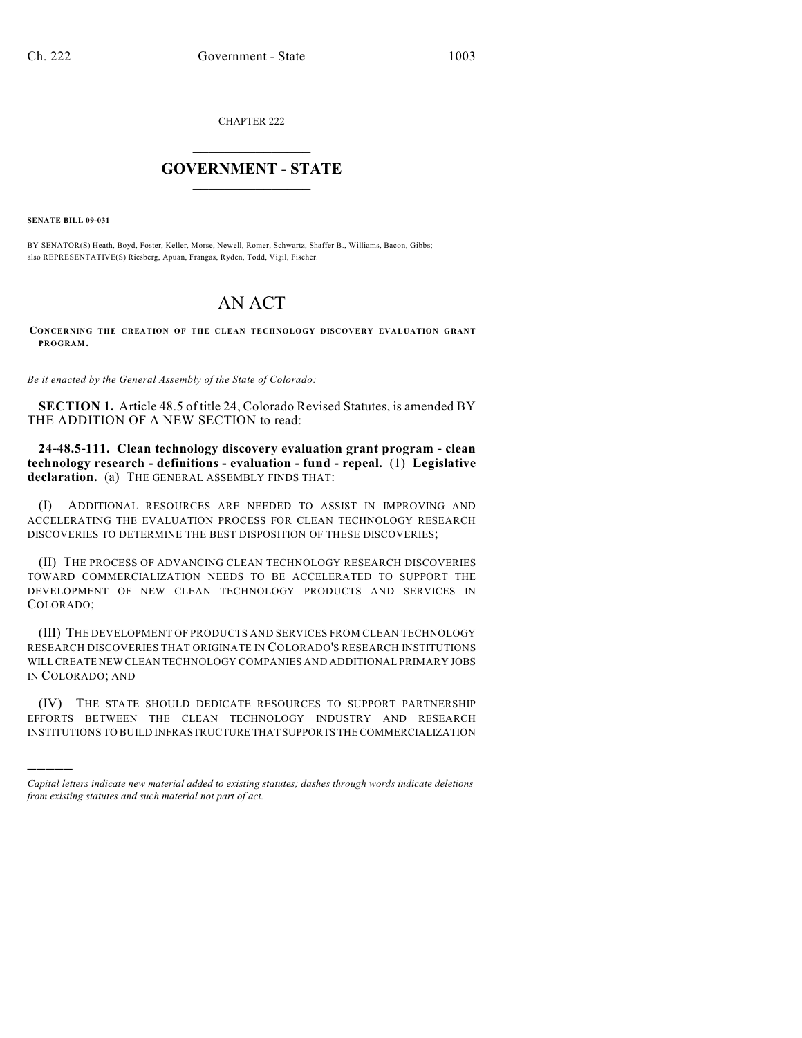CHAPTER 222

# GOVERNMENT - STATE

**SENATE BILL 09-031**

BY SENATOR(S) Heath, Boyd, Foster, Keller, Morse, Newell, Romer, Schwartz, Shaffer B., Williams, Bacon, Gibbs;
also REPRESENTATIVE(S) Riesberg, Apuan, Frangas, Ryden, Todd, Vigil, Fischer.

# AN ACT

**CONCERNING THE CREATION OF THE CLEAN TECHNOLOGY DISCOVERY EVALUATION GRANT PROGRAM.**

*Be it enacted by the General Assembly of the State of Colorado:*

**SECTION 1.** Article 48.5 of title 24, Colorado Revised Statutes, is amended BY THE ADDITION OF A NEW SECTION to read:

**24-48.5-111. Clean technology discovery evaluation grant program - clean technology research - definitions - evaluation - fund - repeal.** (1) **Legislative declaration.** (a) THE GENERAL ASSEMBLY FINDS THAT:

(I) ADDITIONAL RESOURCES ARE NEEDED TO ASSIST IN IMPROVING AND ACCELERATING THE EVALUATION PROCESS FOR CLEAN TECHNOLOGY RESEARCH DISCOVERIES TO DETERMINE THE BEST DISPOSITION OF THESE DISCOVERIES;

(II) THE PROCESS OF ADVANCING CLEAN TECHNOLOGY RESEARCH DISCOVERIES TOWARD COMMERCIALIZATION NEEDS TO BE ACCELERATED TO SUPPORT THE DEVELOPMENT OF NEW CLEAN TECHNOLOGY PRODUCTS AND SERVICES IN COLORADO;

(III) THE DEVELOPMENT OF PRODUCTS AND SERVICES FROM CLEAN TECHNOLOGY RESEARCH DISCOVERIES THAT ORIGINATE IN COLORADO'S RESEARCH INSTITUTIONS WILL CREATE NEW CLEAN TECHNOLOGY COMPANIES AND ADDITIONAL PRIMARY JOBS IN COLORADO; AND

(IV) THE STATE SHOULD DEDICATE RESOURCES TO SUPPORT PARTNERSHIP EFFORTS BETWEEN THE CLEAN TECHNOLOGY INDUSTRY AND RESEARCH INSTITUTIONS TO BUILD INFRASTRUCTURE THAT SUPPORTS THE COMMERCIALIZATION

---

*Capital letters indicate new material added to existing statutes; dashes through words indicate deletions from existing statutes and such material not part of act.*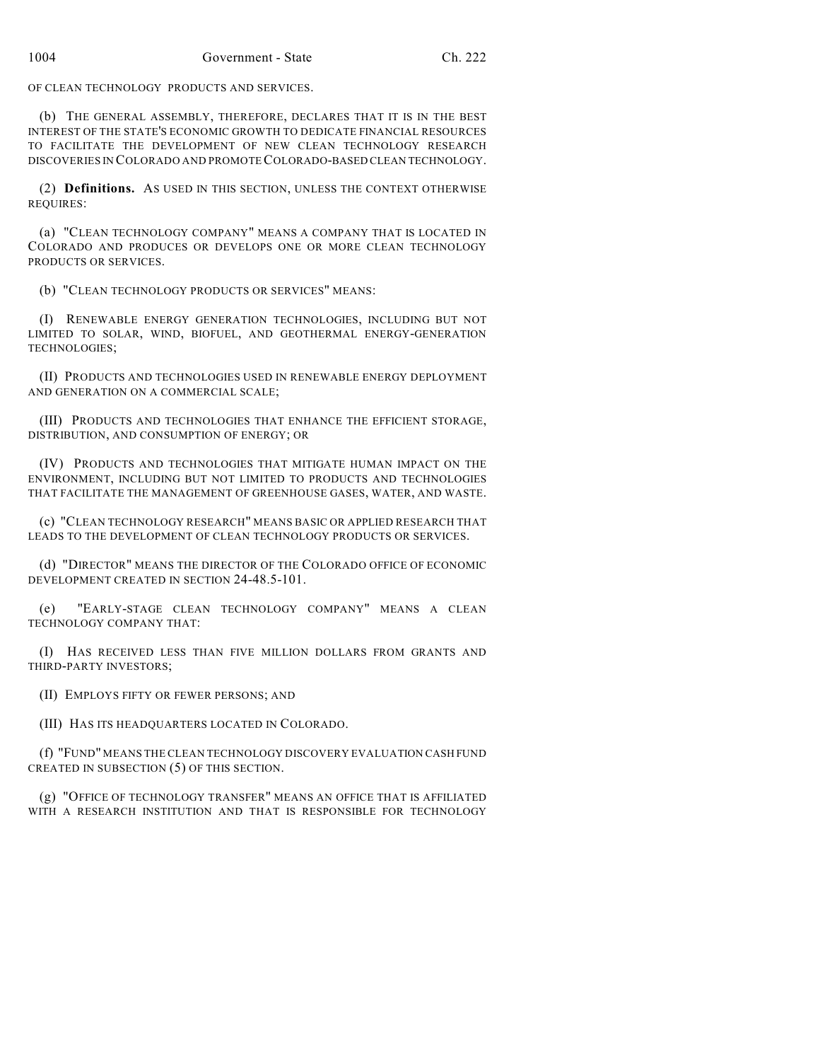OF CLEAN TECHNOLOGY PRODUCTS AND SERVICES.

(b) THE GENERAL ASSEMBLY, THEREFORE, DECLARES THAT IT IS IN THE BEST INTEREST OF THE STATE'S ECONOMIC GROWTH TO DEDICATE FINANCIAL RESOURCES TO FACILITATE THE DEVELOPMENT OF NEW CLEAN TECHNOLOGY RESEARCH DISCOVERIES IN COLORADO AND PROMOTE COLORADO-BASED CLEAN TECHNOLOGY.

(2) **Definitions.** AS USED IN THIS SECTION, UNLESS THE CONTEXT OTHERWISE REQUIRES:

(a) "CLEAN TECHNOLOGY COMPANY" MEANS A COMPANY THAT IS LOCATED IN COLORADO AND PRODUCES OR DEVELOPS ONE OR MORE CLEAN TECHNOLOGY PRODUCTS OR SERVICES.

(b) "CLEAN TECHNOLOGY PRODUCTS OR SERVICES" MEANS:

(I) RENEWABLE ENERGY GENERATION TECHNOLOGIES, INCLUDING BUT NOT LIMITED TO SOLAR, WIND, BIOFUEL, AND GEOTHERMAL ENERGY-GENERATION TECHNOLOGIES;

(II) PRODUCTS AND TECHNOLOGIES USED IN RENEWABLE ENERGY DEPLOYMENT AND GENERATION ON A COMMERCIAL SCALE;

(III) PRODUCTS AND TECHNOLOGIES THAT ENHANCE THE EFFICIENT STORAGE, DISTRIBUTION, AND CONSUMPTION OF ENERGY; OR

(IV) PRODUCTS AND TECHNOLOGIES THAT MITIGATE HUMAN IMPACT ON THE ENVIRONMENT, INCLUDING BUT NOT LIMITED TO PRODUCTS AND TECHNOLOGIES THAT FACILITATE THE MANAGEMENT OF GREENHOUSE GASES, WATER, AND WASTE.

(c) "CLEAN TECHNOLOGY RESEARCH" MEANS BASIC OR APPLIED RESEARCH THAT LEADS TO THE DEVELOPMENT OF CLEAN TECHNOLOGY PRODUCTS OR SERVICES.

(d) "DIRECTOR" MEANS THE DIRECTOR OF THE COLORADO OFFICE OF ECONOMIC DEVELOPMENT CREATED IN SECTION 24-48.5-101.

(e) "EARLY-STAGE CLEAN TECHNOLOGY COMPANY" MEANS A CLEAN TECHNOLOGY COMPANY THAT:

(I) HAS RECEIVED LESS THAN FIVE MILLION DOLLARS FROM GRANTS AND THIRD-PARTY INVESTORS;

(II) EMPLOYS FIFTY OR FEWER PERSONS; AND

(III) HAS ITS HEADQUARTERS LOCATED IN COLORADO.

(f) "FUND" MEANS THE CLEAN TECHNOLOGY DISCOVERY EVALUATION CASH FUND CREATED IN SUBSECTION (5) OF THIS SECTION.

(g) "OFFICE OF TECHNOLOGY TRANSFER" MEANS AN OFFICE THAT IS AFFILIATED WITH A RESEARCH INSTITUTION AND THAT IS RESPONSIBLE FOR TECHNOLOGY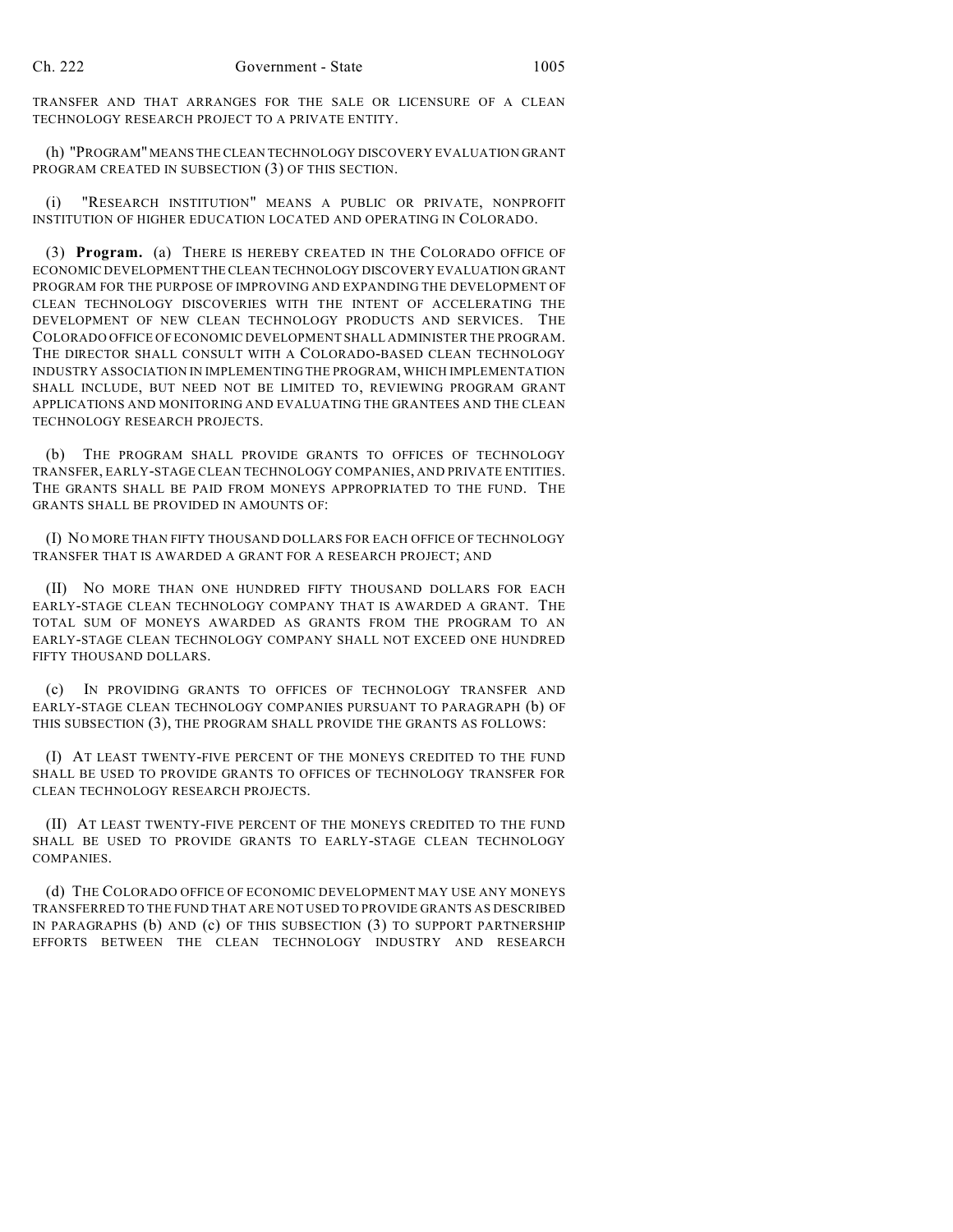TRANSFER AND THAT ARRANGES FOR THE SALE OR LICENSURE OF A CLEAN TECHNOLOGY RESEARCH PROJECT TO A PRIVATE ENTITY.

(h) "PROGRAM" MEANS THE CLEAN TECHNOLOGY DISCOVERY EVALUATION GRANT PROGRAM CREATED IN SUBSECTION (3) OF THIS SECTION.

(i) "RESEARCH INSTITUTION" MEANS A PUBLIC OR PRIVATE, NONPROFIT INSTITUTION OF HIGHER EDUCATION LOCATED AND OPERATING IN COLORADO.

(3) **Program.** (a) THERE IS HEREBY CREATED IN THE COLORADO OFFICE OF ECONOMIC DEVELOPMENT THE CLEAN TECHNOLOGY DISCOVERY EVALUATION GRANT PROGRAM FOR THE PURPOSE OF IMPROVING AND EXPANDING THE DEVELOPMENT OF CLEAN TECHNOLOGY DISCOVERIES WITH THE INTENT OF ACCELERATING THE DEVELOPMENT OF NEW CLEAN TECHNOLOGY PRODUCTS AND SERVICES. THE COLORADO OFFICE OF ECONOMIC DEVELOPMENT SHALL ADMINISTER THE PROGRAM. THE DIRECTOR SHALL CONSULT WITH A COLORADO-BASED CLEAN TECHNOLOGY INDUSTRY ASSOCIATION IN IMPLEMENTING THE PROGRAM, WHICH IMPLEMENTATION SHALL INCLUDE, BUT NEED NOT BE LIMITED TO, REVIEWING PROGRAM GRANT APPLICATIONS AND MONITORING AND EVALUATING THE GRANTEES AND THE CLEAN TECHNOLOGY RESEARCH PROJECTS.

(b) THE PROGRAM SHALL PROVIDE GRANTS TO OFFICES OF TECHNOLOGY TRANSFER, EARLY-STAGE CLEAN TECHNOLOGY COMPANIES, AND PRIVATE ENTITIES. THE GRANTS SHALL BE PAID FROM MONEYS APPROPRIATED TO THE FUND. THE GRANTS SHALL BE PROVIDED IN AMOUNTS OF:

(I) NO MORE THAN FIFTY THOUSAND DOLLARS FOR EACH OFFICE OF TECHNOLOGY TRANSFER THAT IS AWARDED A GRANT FOR A RESEARCH PROJECT; AND

(II) NO MORE THAN ONE HUNDRED FIFTY THOUSAND DOLLARS FOR EACH EARLY-STAGE CLEAN TECHNOLOGY COMPANY THAT IS AWARDED A GRANT. THE TOTAL SUM OF MONEYS AWARDED AS GRANTS FROM THE PROGRAM TO AN EARLY-STAGE CLEAN TECHNOLOGY COMPANY SHALL NOT EXCEED ONE HUNDRED FIFTY THOUSAND DOLLARS.

(c) IN PROVIDING GRANTS TO OFFICES OF TECHNOLOGY TRANSFER AND EARLY-STAGE CLEAN TECHNOLOGY COMPANIES PURSUANT TO PARAGRAPH (b) OF THIS SUBSECTION (3), THE PROGRAM SHALL PROVIDE THE GRANTS AS FOLLOWS:

(I) AT LEAST TWENTY-FIVE PERCENT OF THE MONEYS CREDITED TO THE FUND SHALL BE USED TO PROVIDE GRANTS TO OFFICES OF TECHNOLOGY TRANSFER FOR CLEAN TECHNOLOGY RESEARCH PROJECTS.

(II) AT LEAST TWENTY-FIVE PERCENT OF THE MONEYS CREDITED TO THE FUND SHALL BE USED TO PROVIDE GRANTS TO EARLY-STAGE CLEAN TECHNOLOGY COMPANIES.

(d) THE COLORADO OFFICE OF ECONOMIC DEVELOPMENT MAY USE ANY MONEYS TRANSFERRED TO THE FUND THAT ARE NOT USED TO PROVIDE GRANTS AS DESCRIBED IN PARAGRAPHS (b) AND (c) OF THIS SUBSECTION (3) TO SUPPORT PARTNERSHIP EFFORTS BETWEEN THE CLEAN TECHNOLOGY INDUSTRY AND RESEARCH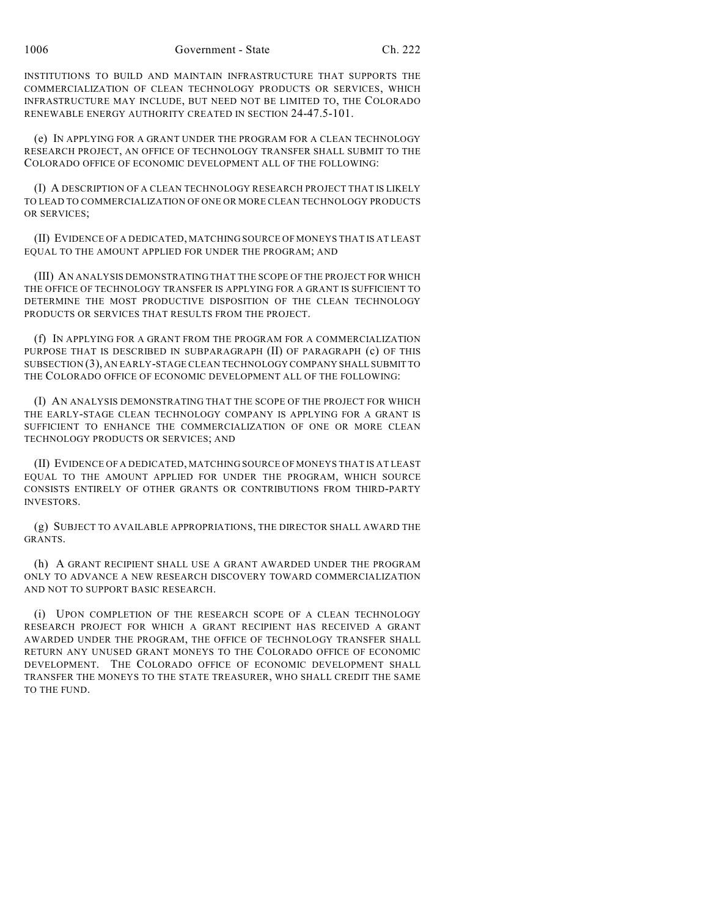INSTITUTIONS TO BUILD AND MAINTAIN INFRASTRUCTURE THAT SUPPORTS THE COMMERCIALIZATION OF CLEAN TECHNOLOGY PRODUCTS OR SERVICES, WHICH INFRASTRUCTURE MAY INCLUDE, BUT NEED NOT BE LIMITED TO, THE COLORADO RENEWABLE ENERGY AUTHORITY CREATED IN SECTION 24-47.5-101.

(e) IN APPLYING FOR A GRANT UNDER THE PROGRAM FOR A CLEAN TECHNOLOGY RESEARCH PROJECT, AN OFFICE OF TECHNOLOGY TRANSFER SHALL SUBMIT TO THE COLORADO OFFICE OF ECONOMIC DEVELOPMENT ALL OF THE FOLLOWING:

(I) A DESCRIPTION OF A CLEAN TECHNOLOGY RESEARCH PROJECT THAT IS LIKELY TO LEAD TO COMMERCIALIZATION OF ONE OR MORE CLEAN TECHNOLOGY PRODUCTS OR SERVICES;

(II) EVIDENCE OF A DEDICATED, MATCHING SOURCE OF MONEYS THAT IS AT LEAST EQUAL TO THE AMOUNT APPLIED FOR UNDER THE PROGRAM; AND

(III) AN ANALYSIS DEMONSTRATING THAT THE SCOPE OF THE PROJECT FOR WHICH THE OFFICE OF TECHNOLOGY TRANSFER IS APPLYING FOR A GRANT IS SUFFICIENT TO DETERMINE THE MOST PRODUCTIVE DISPOSITION OF THE CLEAN TECHNOLOGY PRODUCTS OR SERVICES THAT RESULTS FROM THE PROJECT.

(f) IN APPLYING FOR A GRANT FROM THE PROGRAM FOR A COMMERCIALIZATION PURPOSE THAT IS DESCRIBED IN SUBPARAGRAPH (II) OF PARAGRAPH (c) OF THIS SUBSECTION (3), AN EARLY-STAGE CLEAN TECHNOLOGY COMPANY SHALL SUBMIT TO THE COLORADO OFFICE OF ECONOMIC DEVELOPMENT ALL OF THE FOLLOWING:

(I) AN ANALYSIS DEMONSTRATING THAT THE SCOPE OF THE PROJECT FOR WHICH THE EARLY-STAGE CLEAN TECHNOLOGY COMPANY IS APPLYING FOR A GRANT IS SUFFICIENT TO ENHANCE THE COMMERCIALIZATION OF ONE OR MORE CLEAN TECHNOLOGY PRODUCTS OR SERVICES; AND

(II) EVIDENCE OF A DEDICATED, MATCHING SOURCE OF MONEYS THAT IS AT LEAST EQUAL TO THE AMOUNT APPLIED FOR UNDER THE PROGRAM, WHICH SOURCE CONSISTS ENTIRELY OF OTHER GRANTS OR CONTRIBUTIONS FROM THIRD-PARTY INVESTORS.

(g) SUBJECT TO AVAILABLE APPROPRIATIONS, THE DIRECTOR SHALL AWARD THE GRANTS.

(h) A GRANT RECIPIENT SHALL USE A GRANT AWARDED UNDER THE PROGRAM ONLY TO ADVANCE A NEW RESEARCH DISCOVERY TOWARD COMMERCIALIZATION AND NOT TO SUPPORT BASIC RESEARCH.

(i) UPON COMPLETION OF THE RESEARCH SCOPE OF A CLEAN TECHNOLOGY RESEARCH PROJECT FOR WHICH A GRANT RECIPIENT HAS RECEIVED A GRANT AWARDED UNDER THE PROGRAM, THE OFFICE OF TECHNOLOGY TRANSFER SHALL RETURN ANY UNUSED GRANT MONEYS TO THE COLORADO OFFICE OF ECONOMIC DEVELOPMENT. THE COLORADO OFFICE OF ECONOMIC DEVELOPMENT SHALL TRANSFER THE MONEYS TO THE STATE TREASURER, WHO SHALL CREDIT THE SAME TO THE FUND.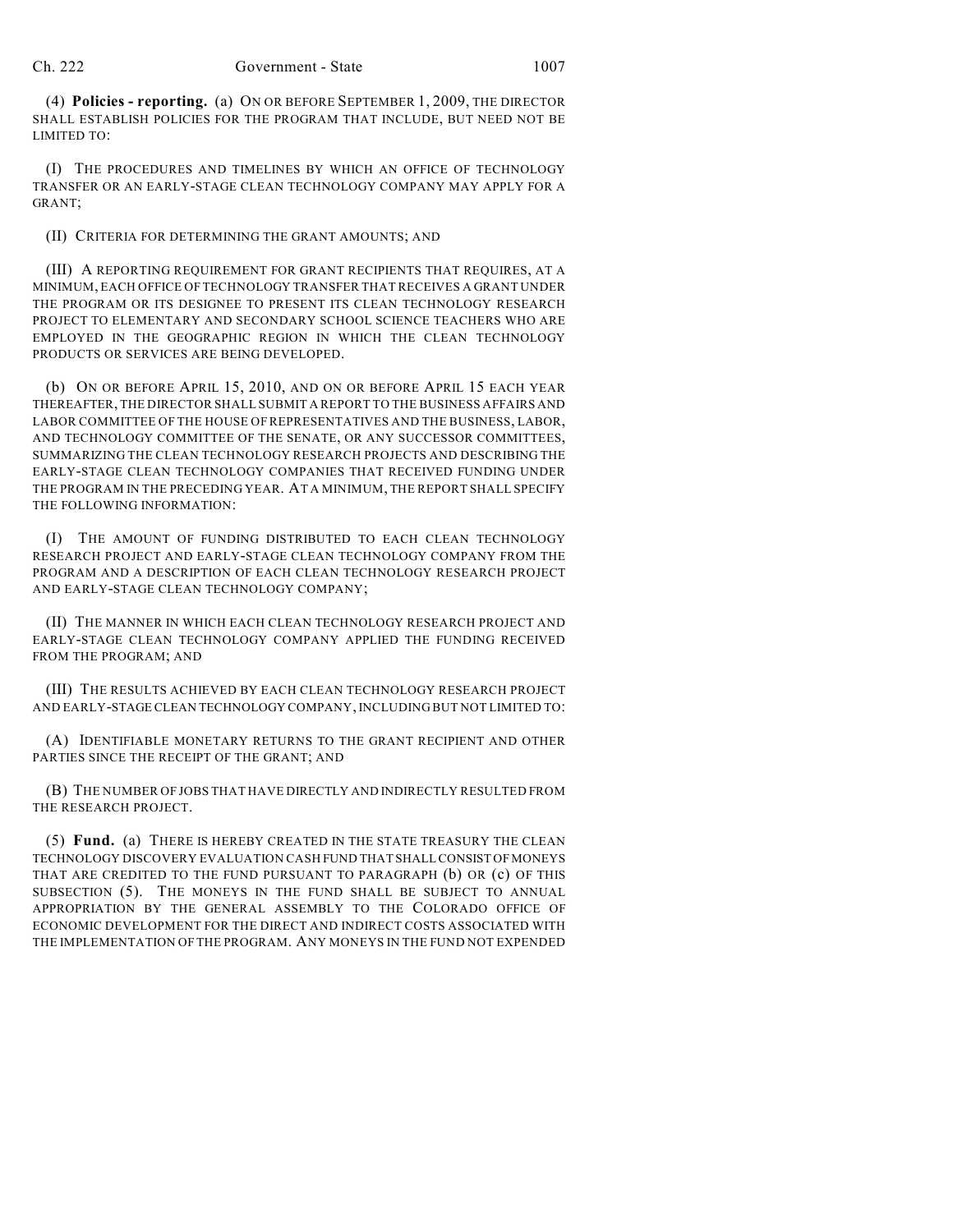(4) **Policies - reporting.** (a) ON OR BEFORE SEPTEMBER 1, 2009, THE DIRECTOR SHALL ESTABLISH POLICIES FOR THE PROGRAM THAT INCLUDE, BUT NEED NOT BE LIMITED TO:

(I) THE PROCEDURES AND TIMELINES BY WHICH AN OFFICE OF TECHNOLOGY TRANSFER OR AN EARLY-STAGE CLEAN TECHNOLOGY COMPANY MAY APPLY FOR A GRANT;

(II) CRITERIA FOR DETERMINING THE GRANT AMOUNTS; AND

(III) A REPORTING REQUIREMENT FOR GRANT RECIPIENTS THAT REQUIRES, AT A MINIMUM, EACH OFFICE OF TECHNOLOGY TRANSFER THAT RECEIVES A GRANT UNDER THE PROGRAM OR ITS DESIGNEE TO PRESENT ITS CLEAN TECHNOLOGY RESEARCH PROJECT TO ELEMENTARY AND SECONDARY SCHOOL SCIENCE TEACHERS WHO ARE EMPLOYED IN THE GEOGRAPHIC REGION IN WHICH THE CLEAN TECHNOLOGY PRODUCTS OR SERVICES ARE BEING DEVELOPED.

(b) ON OR BEFORE APRIL 15, 2010, AND ON OR BEFORE APRIL 15 EACH YEAR THEREAFTER, THE DIRECTOR SHALL SUBMIT A REPORT TO THE BUSINESS AFFAIRS AND LABOR COMMITTEE OF THE HOUSE OF REPRESENTATIVES AND THE BUSINESS, LABOR, AND TECHNOLOGY COMMITTEE OF THE SENATE, OR ANY SUCCESSOR COMMITTEES, SUMMARIZING THE CLEAN TECHNOLOGY RESEARCH PROJECTS AND DESCRIBING THE EARLY-STAGE CLEAN TECHNOLOGY COMPANIES THAT RECEIVED FUNDING UNDER THE PROGRAM IN THE PRECEDING YEAR. AT A MINIMUM, THE REPORT SHALL SPECIFY THE FOLLOWING INFORMATION:

(I) THE AMOUNT OF FUNDING DISTRIBUTED TO EACH CLEAN TECHNOLOGY RESEARCH PROJECT AND EARLY-STAGE CLEAN TECHNOLOGY COMPANY FROM THE PROGRAM AND A DESCRIPTION OF EACH CLEAN TECHNOLOGY RESEARCH PROJECT AND EARLY-STAGE CLEAN TECHNOLOGY COMPANY;

(II) THE MANNER IN WHICH EACH CLEAN TECHNOLOGY RESEARCH PROJECT AND EARLY-STAGE CLEAN TECHNOLOGY COMPANY APPLIED THE FUNDING RECEIVED FROM THE PROGRAM; AND

(III) THE RESULTS ACHIEVED BY EACH CLEAN TECHNOLOGY RESEARCH PROJECT AND EARLY-STAGE CLEAN TECHNOLOGY COMPANY, INCLUDING BUT NOT LIMITED TO:

(A) IDENTIFIABLE MONETARY RETURNS TO THE GRANT RECIPIENT AND OTHER PARTIES SINCE THE RECEIPT OF THE GRANT; AND

(B) THE NUMBER OF JOBS THAT HAVE DIRECTLY AND INDIRECTLY RESULTED FROM THE RESEARCH PROJECT.

(5) **Fund.** (a) THERE IS HEREBY CREATED IN THE STATE TREASURY THE CLEAN TECHNOLOGY DISCOVERY EVALUATION CASH FUND THAT SHALL CONSIST OF MONEYS THAT ARE CREDITED TO THE FUND PURSUANT TO PARAGRAPH (b) OR (c) OF THIS SUBSECTION (5). THE MONEYS IN THE FUND SHALL BE SUBJECT TO ANNUAL APPROPRIATION BY THE GENERAL ASSEMBLY TO THE COLORADO OFFICE OF ECONOMIC DEVELOPMENT FOR THE DIRECT AND INDIRECT COSTS ASSOCIATED WITH THE IMPLEMENTATION OF THE PROGRAM. ANY MONEYS IN THE FUND NOT EXPENDED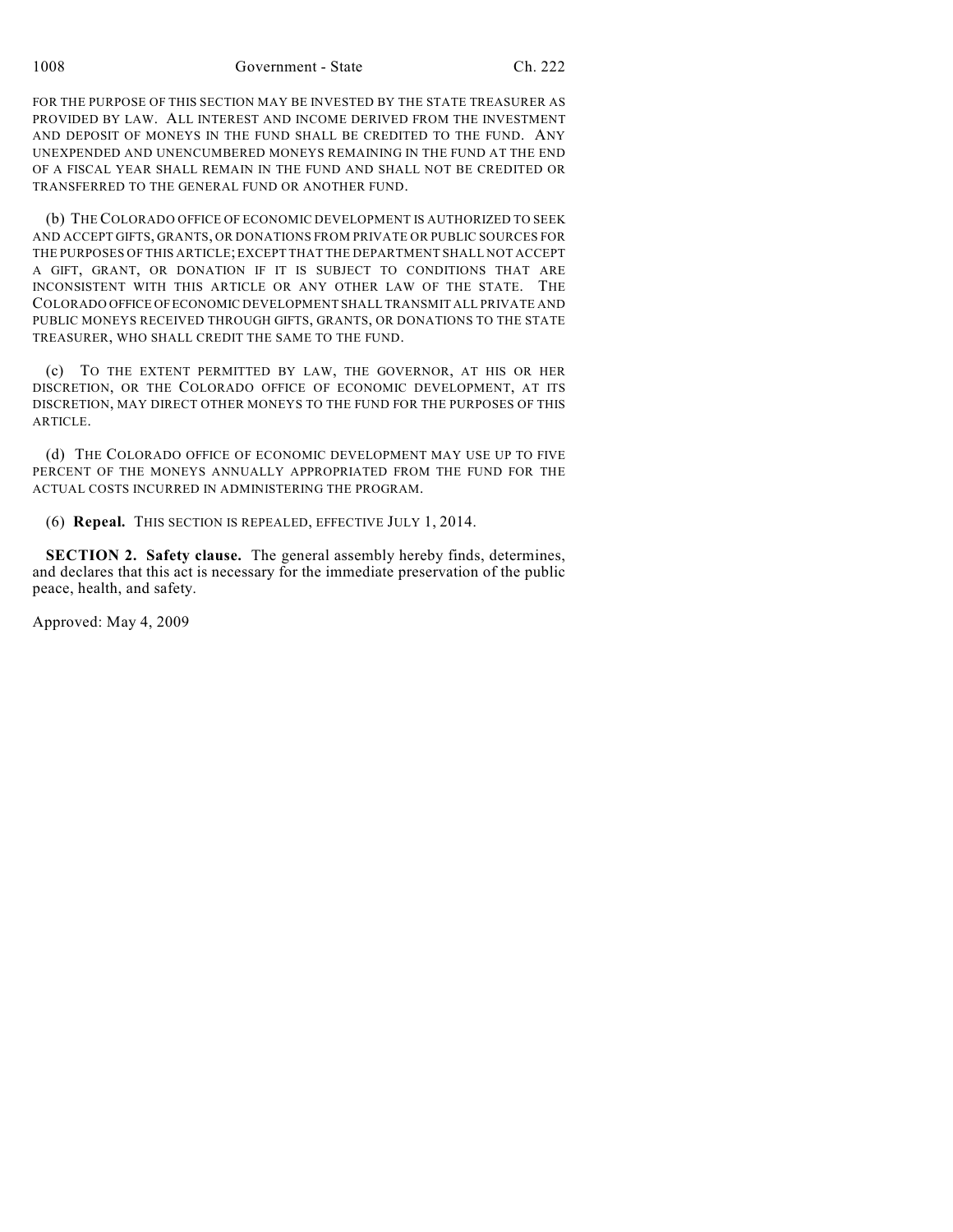FOR THE PURPOSE OF THIS SECTION MAY BE INVESTED BY THE STATE TREASURER AS PROVIDED BY LAW. ALL INTEREST AND INCOME DERIVED FROM THE INVESTMENT AND DEPOSIT OF MONEYS IN THE FUND SHALL BE CREDITED TO THE FUND. ANY UNEXPENDED AND UNENCUMBERED MONEYS REMAINING IN THE FUND AT THE END OF A FISCAL YEAR SHALL REMAIN IN THE FUND AND SHALL NOT BE CREDITED OR TRANSFERRED TO THE GENERAL FUND OR ANOTHER FUND.

(b) THE COLORADO OFFICE OF ECONOMIC DEVELOPMENT IS AUTHORIZED TO SEEK AND ACCEPT GIFTS, GRANTS, OR DONATIONS FROM PRIVATE OR PUBLIC SOURCES FOR THE PURPOSES OF THIS ARTICLE; EXCEPT THAT THE DEPARTMENT SHALL NOT ACCEPT A GIFT, GRANT, OR DONATION IF IT IS SUBJECT TO CONDITIONS THAT ARE INCONSISTENT WITH THIS ARTICLE OR ANY OTHER LAW OF THE STATE. THE COLORADO OFFICE OF ECONOMIC DEVELOPMENT SHALL TRANSMIT ALL PRIVATE AND PUBLIC MONEYS RECEIVED THROUGH GIFTS, GRANTS, OR DONATIONS TO THE STATE TREASURER, WHO SHALL CREDIT THE SAME TO THE FUND.

(c) TO THE EXTENT PERMITTED BY LAW, THE GOVERNOR, AT HIS OR HER DISCRETION, OR THE COLORADO OFFICE OF ECONOMIC DEVELOPMENT, AT ITS DISCRETION, MAY DIRECT OTHER MONEYS TO THE FUND FOR THE PURPOSES OF THIS ARTICLE.

(d) THE COLORADO OFFICE OF ECONOMIC DEVELOPMENT MAY USE UP TO FIVE PERCENT OF THE MONEYS ANNUALLY APPROPRIATED FROM THE FUND FOR THE ACTUAL COSTS INCURRED IN ADMINISTERING THE PROGRAM.

(6) **Repeal.** THIS SECTION IS REPEALED, EFFECTIVE JULY 1, 2014.

**SECTION 2. Safety clause.** The general assembly hereby finds, determines, and declares that this act is necessary for the immediate preservation of the public peace, health, and safety.

Approved: May 4, 2009